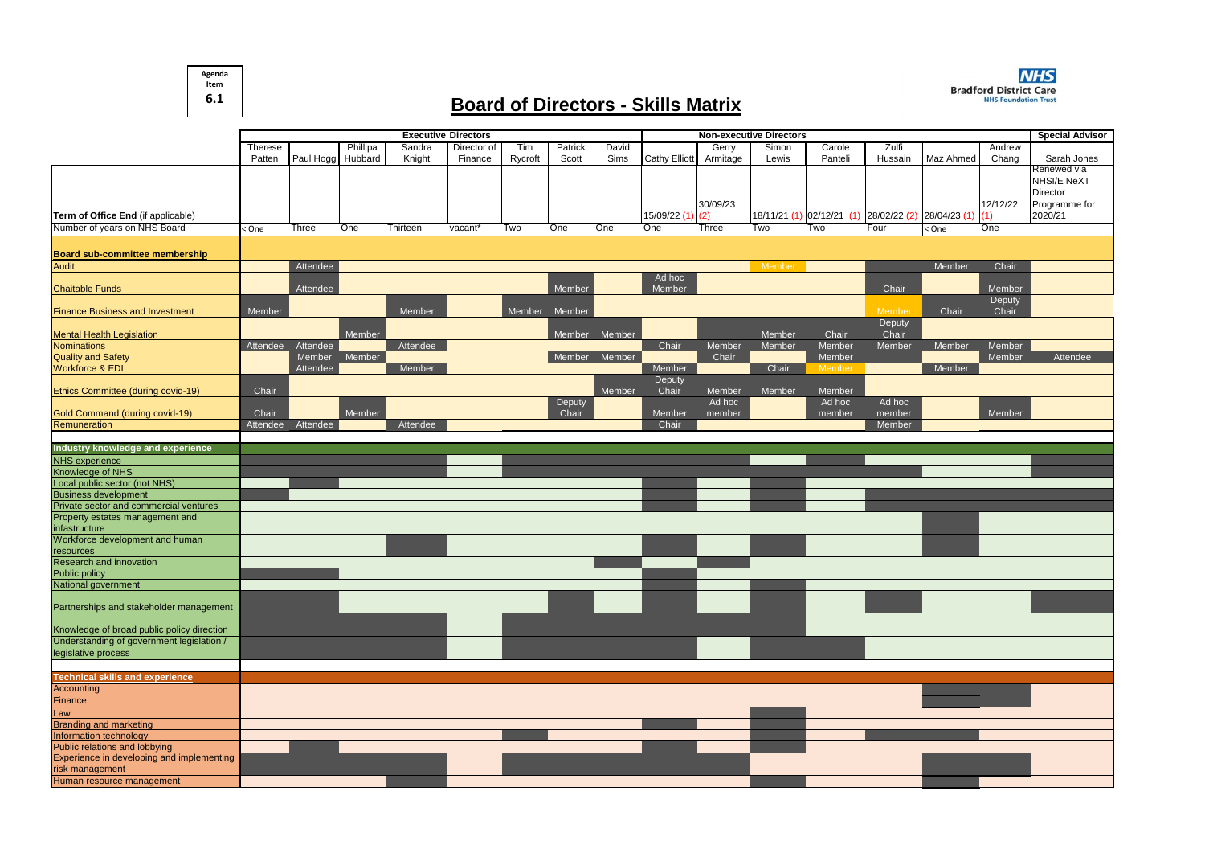Agenda Item 6.1

# Board of Directors - Skills Matrix

| | Executive Directors | | | | | | | | Non-executive Directors | | | | | | | Special Advisor |
|---|---|---|---|---|---|---|---|---|---|---|---|---|---|---|---|---|
| | Therese Patten | Paul Hogg | Phillipa Hubbard | Sandra Knight | Director of Finance | Tim Rycroft | Patrick Scott | David Sims | Cathy Elliott | Gerry Armitage | Simon Lewis | Carole Panteli | Zulfi Hussain | Maz Ahmed | Andrew Chang | Sarah Jones |
| **Term of Office End** (if applicable) | | | | | | | | | 15/09/22 (1) | 30/09/23 (2) | 18/11/21 (1) | 02/12/21 (1) | 28/02/22 (2) | 28/04/23 (1) | 12/12/22 (1) | Renewed via NHSI/E NeXT Director Programme for 2020/21 |
| Number of years on NHS Board | < One | Three | One | Thirteen | vacant* | Two | One | One | One | Three | Two | Two | Four | < One | One | |
| **Board sub-committee membership** | | | | | | | | | | | | | | | | |
| Audit | | Attendee | | | | | | | | | Member | | | Member | Chair | |
| Chaitable Funds | | Attendee | | | | | Member | | Ad hoc Member | | | | Chair | | Member | |
| Finance Business and Investment | Member | | | Member | | Member | Member | | | | | | Member | Chair | Deputy Chair | |
| Mental Health Legislation | | | Member | | | | Member | Member | | | Member | Chair | Deputy Chair | | | |
| Nominations | Attendee | Attendee | | Attendee | | | | | Chair | Member | Member | Member | Member | Member | Member | |
| Quality and Safety | | Member | Member | | | | Member | Member | | Chair | | Member | | | Member | Attendee |
| Workforce & EDI | | Attendee | | Member | | | | | Member | | Chair | Member | | Member | | |
| Ethics Committee (during covid-19) | Chair | | | | | | | Member | Deputy Chair | Member | Member | Member | | | | |
| Gold Command (during covid-19) | Chair | | Member | | | | Deputy Chair | | Member | Ad hoc member | | Ad hoc member | Ad hoc member | | Member | |
| Remuneration | Attendee | Attendee | | Attendee | | | | | Chair | | | | Member | | | |
| **Industry knowledge and experience** | | | | | | | | | | | | | | | | |
| NHS experience | | | | | | | | | | | | | | | | |
| Knowledge of NHS | | | | | | | | | | | | | | | | |
| Local public sector (not NHS) | | | | | | | | | | | | | | | | |
| Business development | | | | | | | | | | | | | | | | |
| Private sector and commercial ventures | | | | | | | | | | | | | | | | |
| Property estates management and infastructure | | | | | | | | | | | | | | | | |
| Workforce development and human resources | | | | | | | | | | | | | | | | |
| Research and innovation | | | | | | | | | | | | | | | | |
| Public policy | | | | | | | | | | | | | | | | |
| National government | | | | | | | | | | | | | | | | |
| Partnerships and stakeholder management | | | | | | | | | | | | | | | | |
| Knowledge of broad public policy direction | | | | | | | | | | | | | | | | |
| Understanding of government legislation / legislative process | | | | | | | | | | | | | | | | |
| **Technical skills and experience** | | | | | | | | | | | | | | | | |
| Accounting | | | | | | | | | | | | | | | | |
| Finance | | | | | | | | | | | | | | | | |
| Law | | | | | | | | | | | | | | | | |
| Branding and marketing | | | | | | | | | | | | | | | | |
| Information technology | | | | | | | | | | | | | | | | |
| Public relations and lobbying | | | | | | | | | | | | | | | | |
| Experience in developing and implementing risk management | | | | | | | | | | | | | | | | |
| Human resource management | | | | | | | | | | | | | | | | |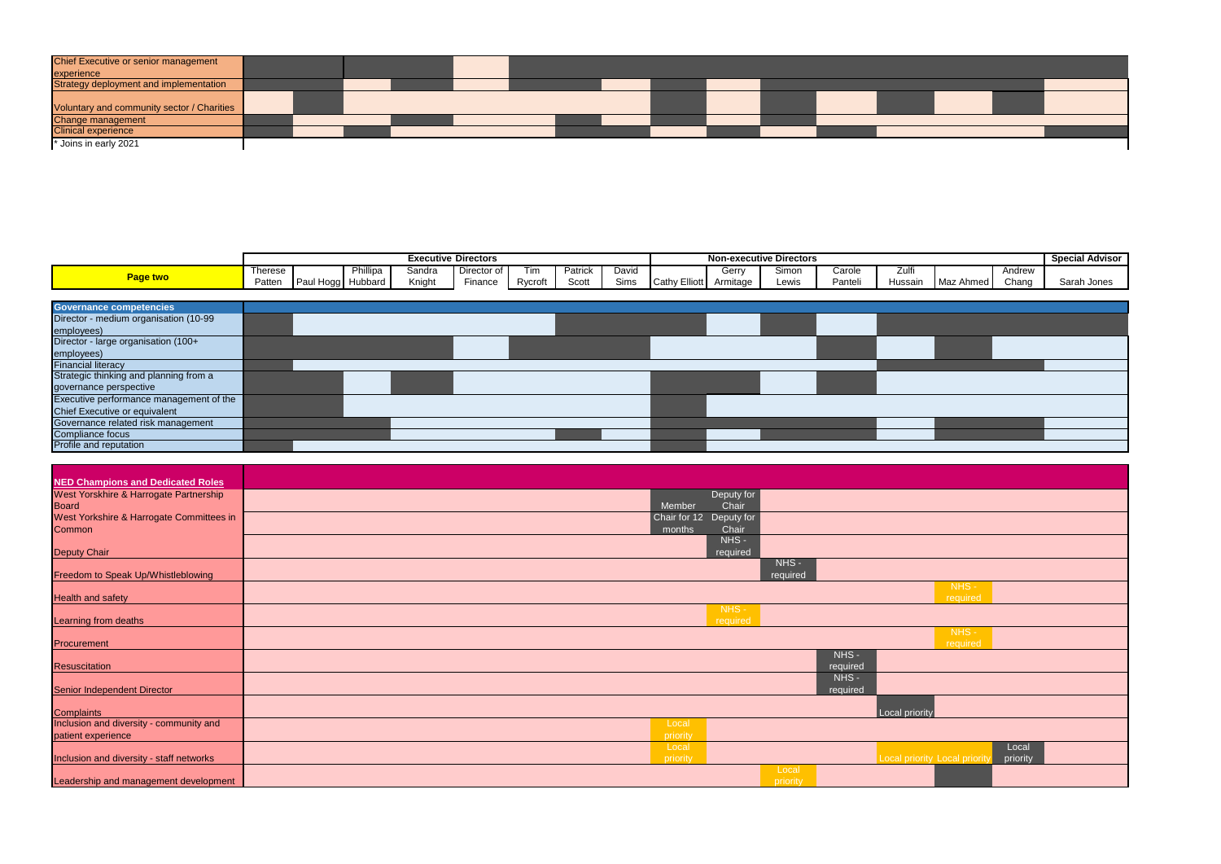| | Therese Patten | Paul Hogg | Phillipa Hubbard | Sandra Knight | Director of Finance | Tim Rycroft | Patrick Scott | David Sims | Cathy Elliott | Gerry Armitage | Simon Lewis | Carole Panteli | Zulfi Hussain | Maz Ahmed | Andrew Chang | Sarah Jones |
|---|---|---|---|---|---|---|---|---|---|---|---|---|---|---|---|---|
| Chief Executive or senior management experience | | | | | | | | | | | | | | | | |
| Strategy deployment and implementation | | | | | | | | | | | | | | | | |
| Voluntary and community sector / Charities | | | | | | | | | | | | | | | | |
| Change management | | | | | | | | | | | | | | | | |
| Clinical experience | | | | | | | | | | | | | | | | |

* Joins in early 2021

| Page two | Executive Directors | | | | | | | | Non-executive Directors | | | | | | | Special Advisor |
|---|---|---|---|---|---|---|---|---|---|---|---|---|---|---|---|---|
| | Therese Patten | Paul Hogg | Phillipa Hubbard | Sandra Knight | Director of Finance | Tim Rycroft | Patrick Scott | David Sims | Cathy Elliott | Gerry Armitage | Simon Lewis | Carole Panteli | Zulfi Hussain | Maz Ahmed | Andrew Chang | Sarah Jones |
| **Governance competencies** | | | | | | | | | | | | | | | | |
| Director - medium organisation (10-99 employees) | | | | | | | | | | | | | | | | |
| Director - large organisation (100+ employees) | | | | | | | | | | | | | | | | |
| Financial literacy | | | | | | | | | | | | | | | | |
| Strategic thinking and planning from a governance perspective | | | | | | | | | | | | | | | | |
| Executive performance management of the Chief Executive or equivalent | | | | | | | | | | | | | | | | |
| Governance related risk management | | | | | | | | | | | | | | | | |
| Compliance focus | | | | | | | | | | | | | | | | |
| Profile and reputation | | | | | | | | | | | | | | | | |
| **NED Champions and Dedicated Roles** | | | | | | | | | | | | | | | | |
| West Yorkshire & Harrogate Partnership Board | | | | | | | | | Member | Deputy for Chair | | | | | | |
| West Yorkshire & Harrogate Committees in Common | | | | | | | | | Chair for 12 months | Deputy for Chair | | | | | | |
| Deputy Chair | | | | | | | | | | NHS - required | | | | | | |
| Freedom to Speak Up/Whistleblowing | | | | | | | | | | | NHS - required | | | | | |
| Health and safety | | | | | | | | | | | | | | NHS - required | | |
| Learning from deaths | | | | | | | | | | NHS - required | | | | | | |
| Procurement | | | | | | | | | | | | | | NHS - required | | |
| Resuscitation | | | | | | | | | | | | NHS - required | | | | |
| Senior Independent Director | | | | | | | | | | | | NHS - required | | | | |
| Complaints | | | | | | | | | | | | | Local priority | | | |
| Inclusion and diversity - community and patient experience | | | | | | | | | Local priority | | | | | | | |
| Inclusion and diversity - staff networks | | | | | | | | | Local priority | | | | Local priority | Local priority | Local priority | |
| Leadership and management development | | | | | | | | | | | Local priority | | | | | |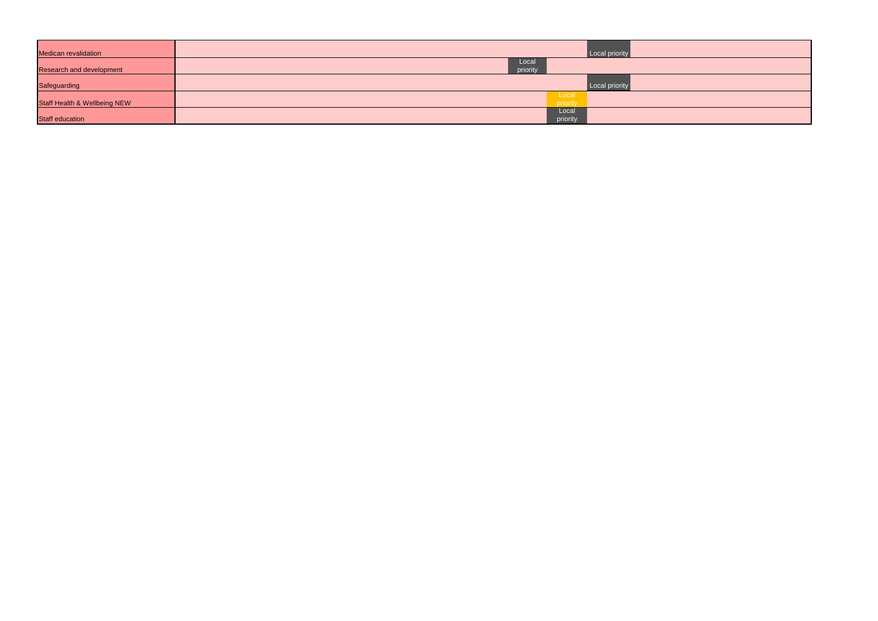| | |
|---|---|
| Medican revalidation | Local priority |
| Research and development | Local priority |
| Safeguarding | Local priority |
| Staff Health & Wellbeing NEW | Local priority |
| Staff education | Local priority |